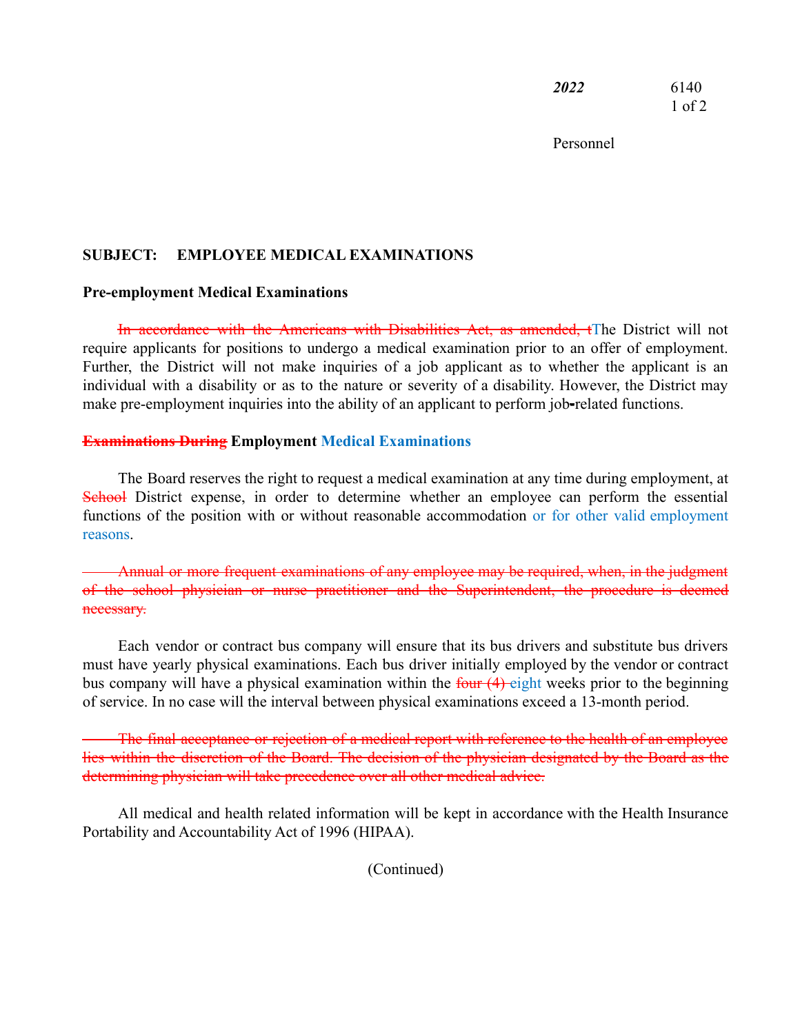*2022* 6140

Personnel

**SUBJECT: EMPLOYEE MEDICAL EXAMINATIONS**

**Pre-employment Medical Examinations**

~~In accordance with the Americans with Disabilities Act, as amended, t~~The District will not require applicants for positions to undergo a medical examination prior to an offer of employment. Further, the District will not make inquiries of a job applicant as to whether the applicant is an individual with a disability or as to the nature or severity of a disability. However, the District may make pre-employment inquiries into the ability of an applicant to perform job-related functions.

**~~Examinations During~~ Employment Medical Examinations**

The Board reserves the right to request a medical examination at any time during employment, at ~~School~~ District expense, in order to determine whether an employee can perform the essential functions of the position with or without reasonable accommodation or for other valid employment reasons.

~~Annual or more frequent examinations of any employee may be required, when, in the judgment of the school physician or nurse practitioner and the Superintendent, the procedure is deemed necessary.~~

Each vendor or contract bus company will ensure that its bus drivers and substitute bus drivers must have yearly physical examinations. Each bus driver initially employed by the vendor or contract bus company will have a physical examination within the ~~four (4)~~ eight weeks prior to the beginning of service. In no case will the interval between physical examinations exceed a 13-month period.

~~The final acceptance or rejection of a medical report with reference to the health of an employee lies within the discretion of the Board. The decision of the physician designated by the Board as the determining physician will take precedence over all other medical advice.~~

All medical and health related information will be kept in accordance with the Health Insurance Portability and Accountability Act of 1996 (HIPAA).

(Continued)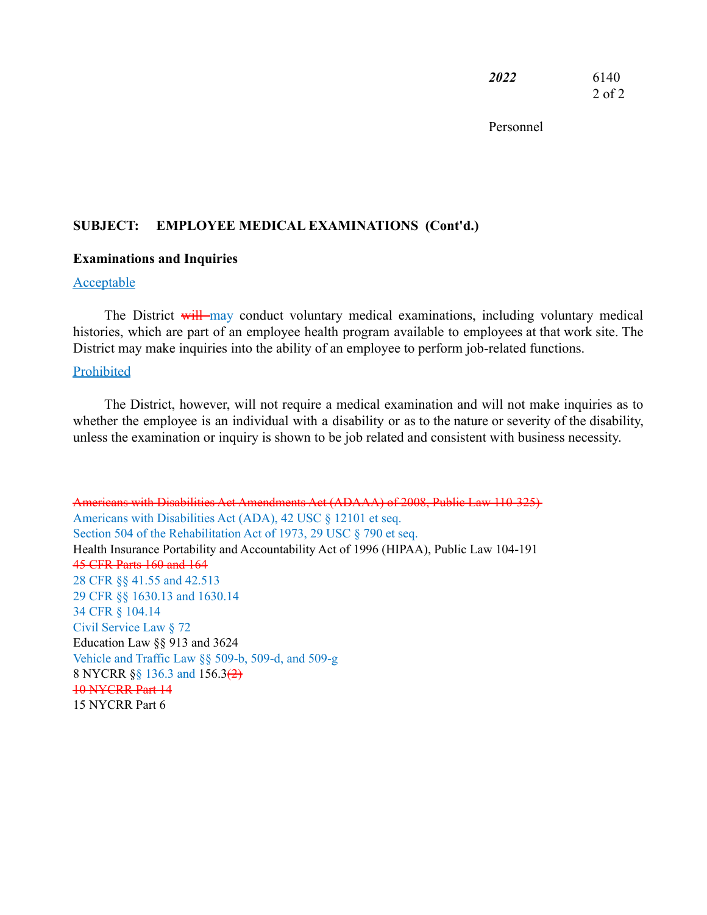**SUBJECT: EMPLOYEE MEDICAL EXAMINATIONS (Cont'd.)**

**Examinations and Inquiries**

Acceptable

The District ~~will~~ may conduct voluntary medical examinations, including voluntary medical histories, which are part of an employee health program available to employees at that work site. The District may make inquiries into the ability of an employee to perform job-related functions.

Prohibited

The District, however, will not require a medical examination and will not make inquiries as to whether the employee is an individual with a disability or as to the nature or severity of the disability, unless the examination or inquiry is shown to be job related and consistent with business necessity.

~~Americans with Disabilities Act Amendments Act (ADAAA) of 2008, Public Law 110-325)~~
Americans with Disabilities Act (ADA), 42 USC § 12101 et seq.
Section 504 of the Rehabilitation Act of 1973, 29 USC § 790 et seq.
Health Insurance Portability and Accountability Act of 1996 (HIPAA), Public Law 104-191
~~45 CFR Parts 160 and 164~~
28 CFR §§ 41.55 and 42.513
29 CFR §§ 1630.13 and 1630.14
34 CFR § 104.14
Civil Service Law § 72
Education Law §§ 913 and 3624
Vehicle and Traffic Law §§ 509-b, 509-d, and 509-g
8 NYCRR §§ 136.3 and 156.3~~(2)~~
~~10 NYCRR Part 14~~
15 NYCRR Part 6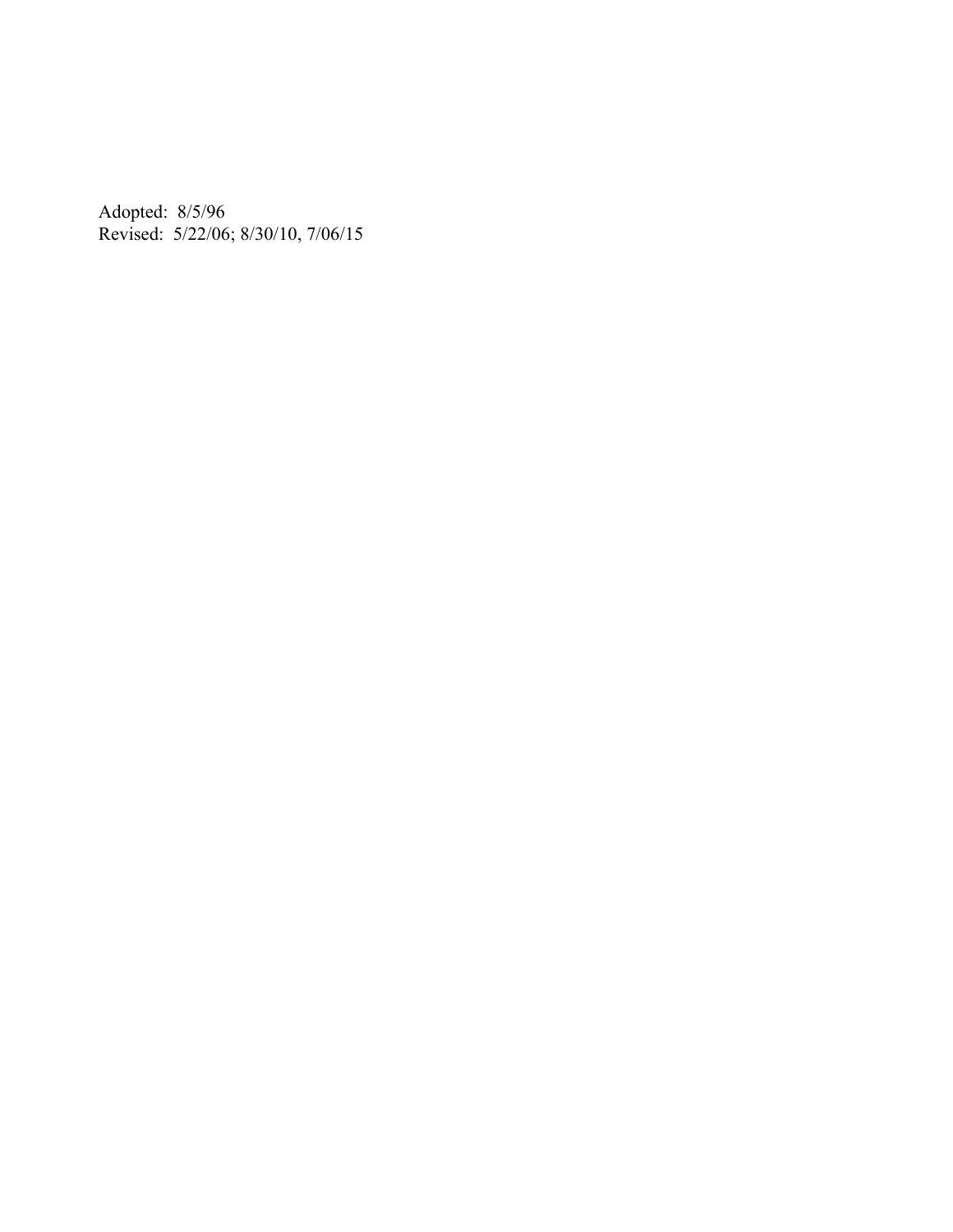Adopted: 8/5/96
Revised: 5/22/06; 8/30/10, 7/06/15